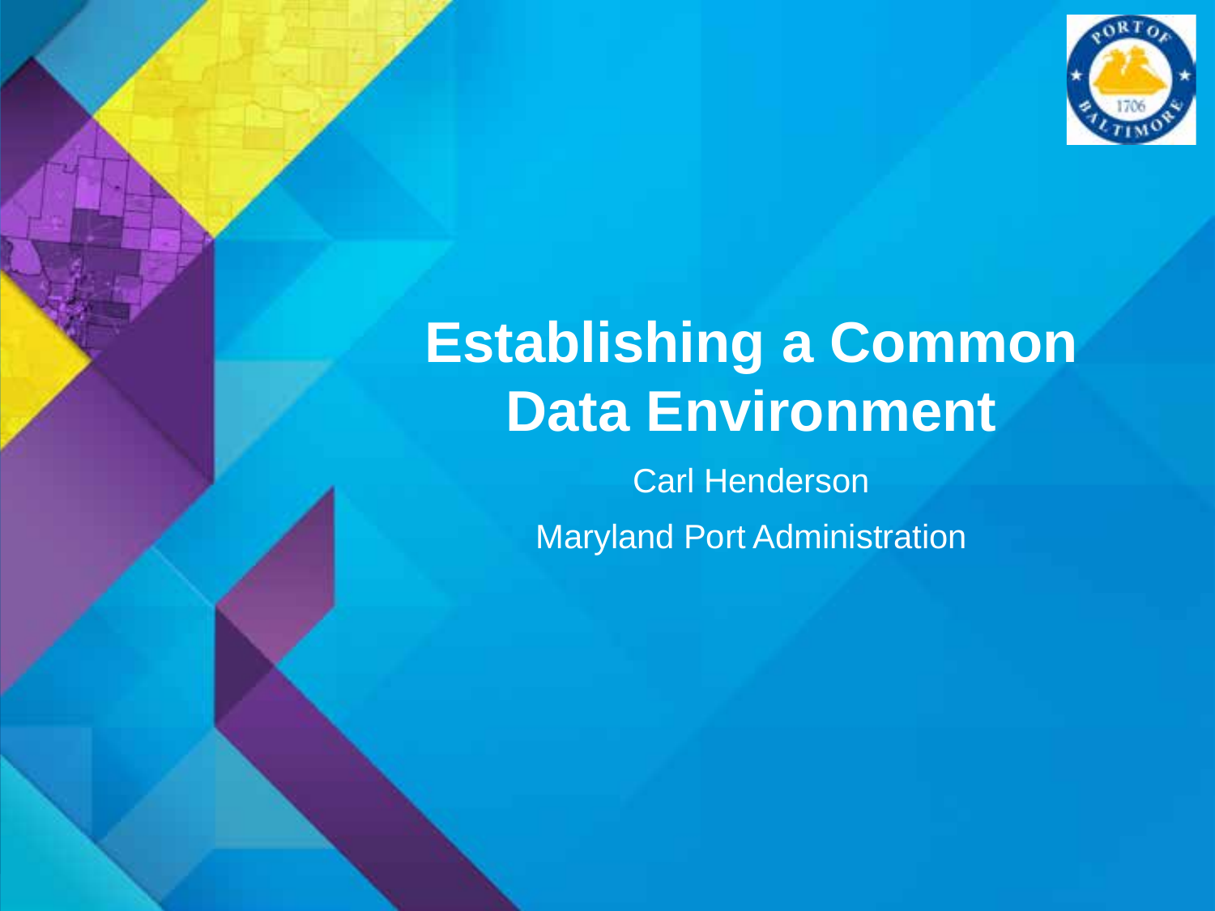# Establishing a Common Data Environment

Carl Henderson

Maryland Port Administration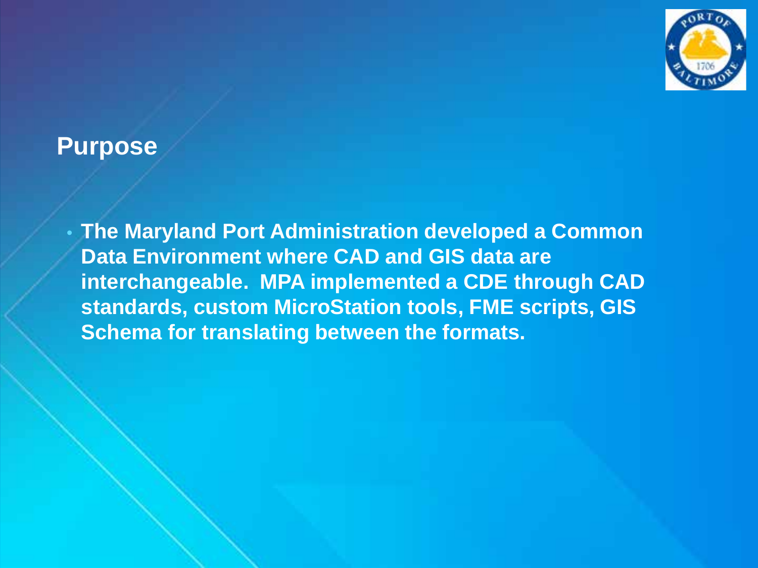## Purpose

- **The Maryland Port Administration developed a Common Data Environment where CAD and GIS data are interchangeable. MPA implemented a CDE through CAD standards, custom MicroStation tools, FME scripts, GIS Schema for translating between the formats.**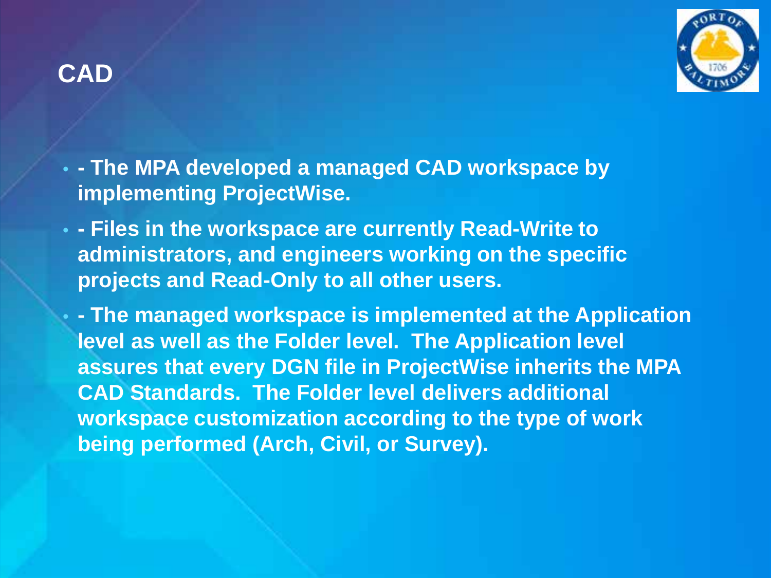# CAD

- - The MPA developed a managed CAD workspace by implementing ProjectWise.
- - Files in the workspace are currently Read-Write to administrators, and engineers working on the specific projects and Read-Only to all other users.
- - The managed workspace is implemented at the Application level as well as the Folder level. The Application level assures that every DGN file in ProjectWise inherits the MPA CAD Standards. The Folder level delivers additional workspace customization according to the type of work being performed (Arch, Civil, or Survey).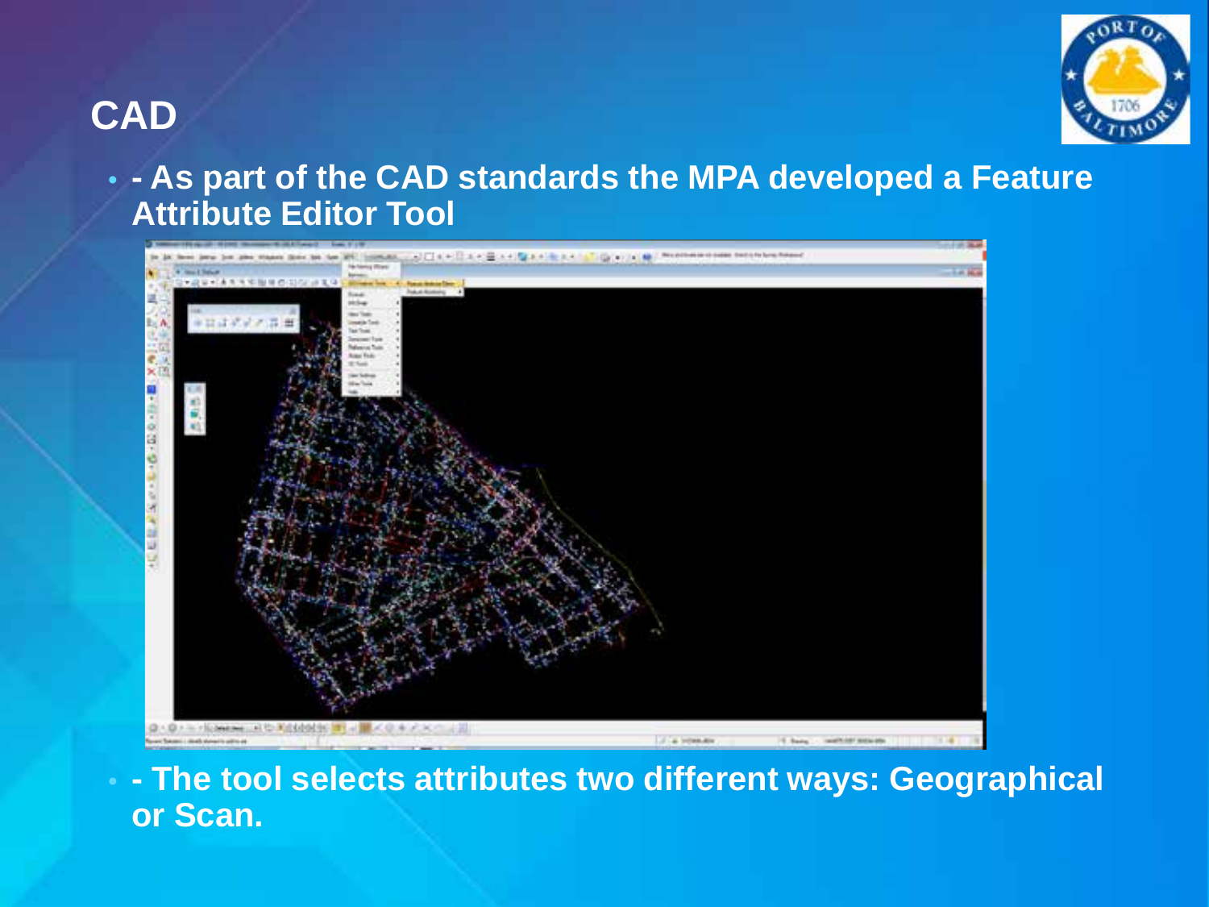# CAD

- - As part of the CAD standards the MPA developed a Feature Attribute Editor Tool

- - The tool selects attributes two different ways: Geographical or Scan.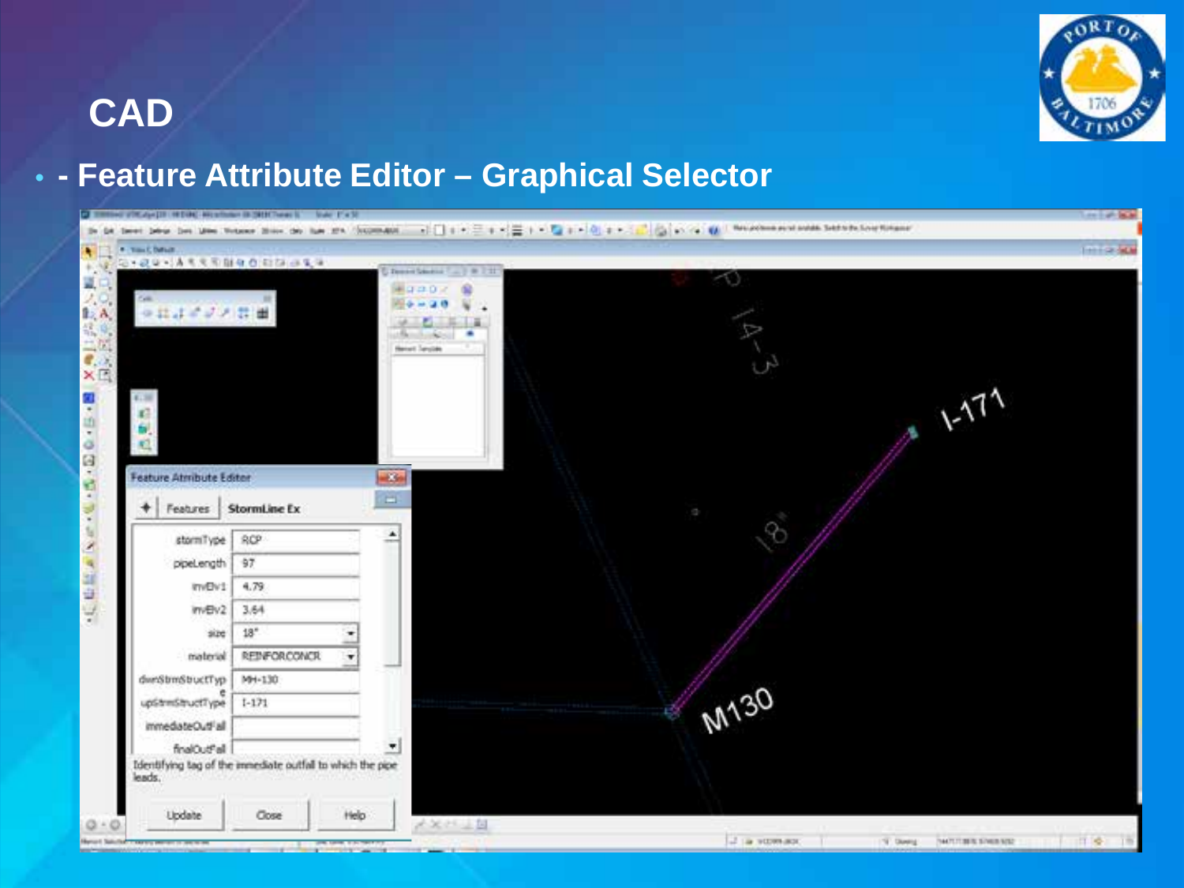# CAD

- - Feature Attribute Editor – Graphical Selector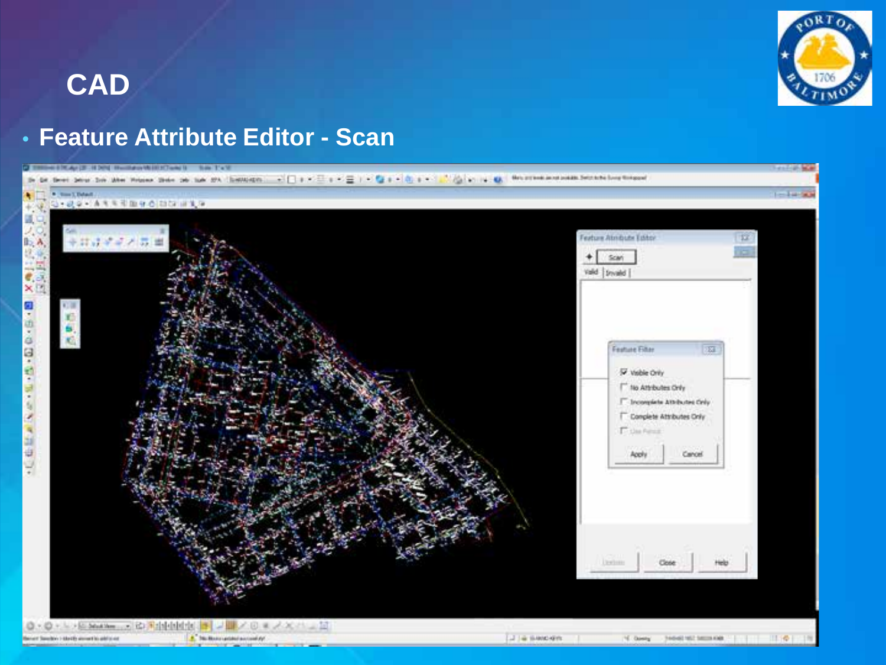# CAD

- **Feature Attribute Editor - Scan**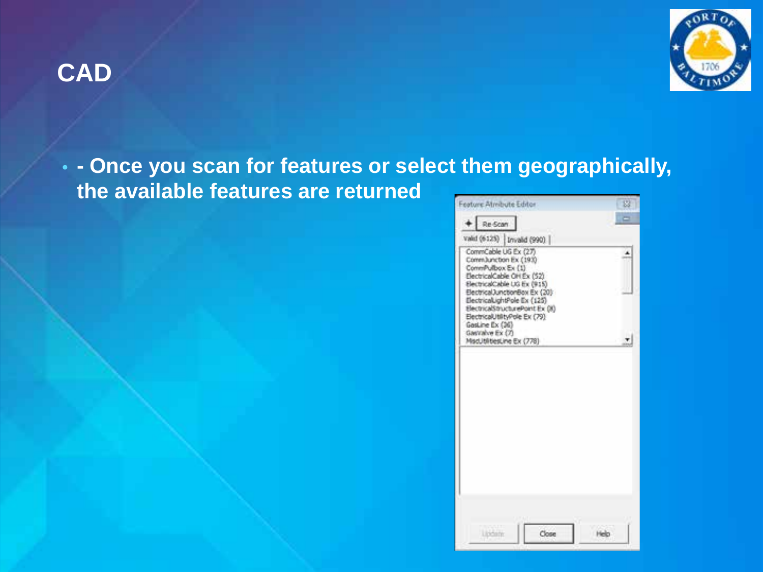# CAD

- - Once you scan for features or select them geographically, the available features are returned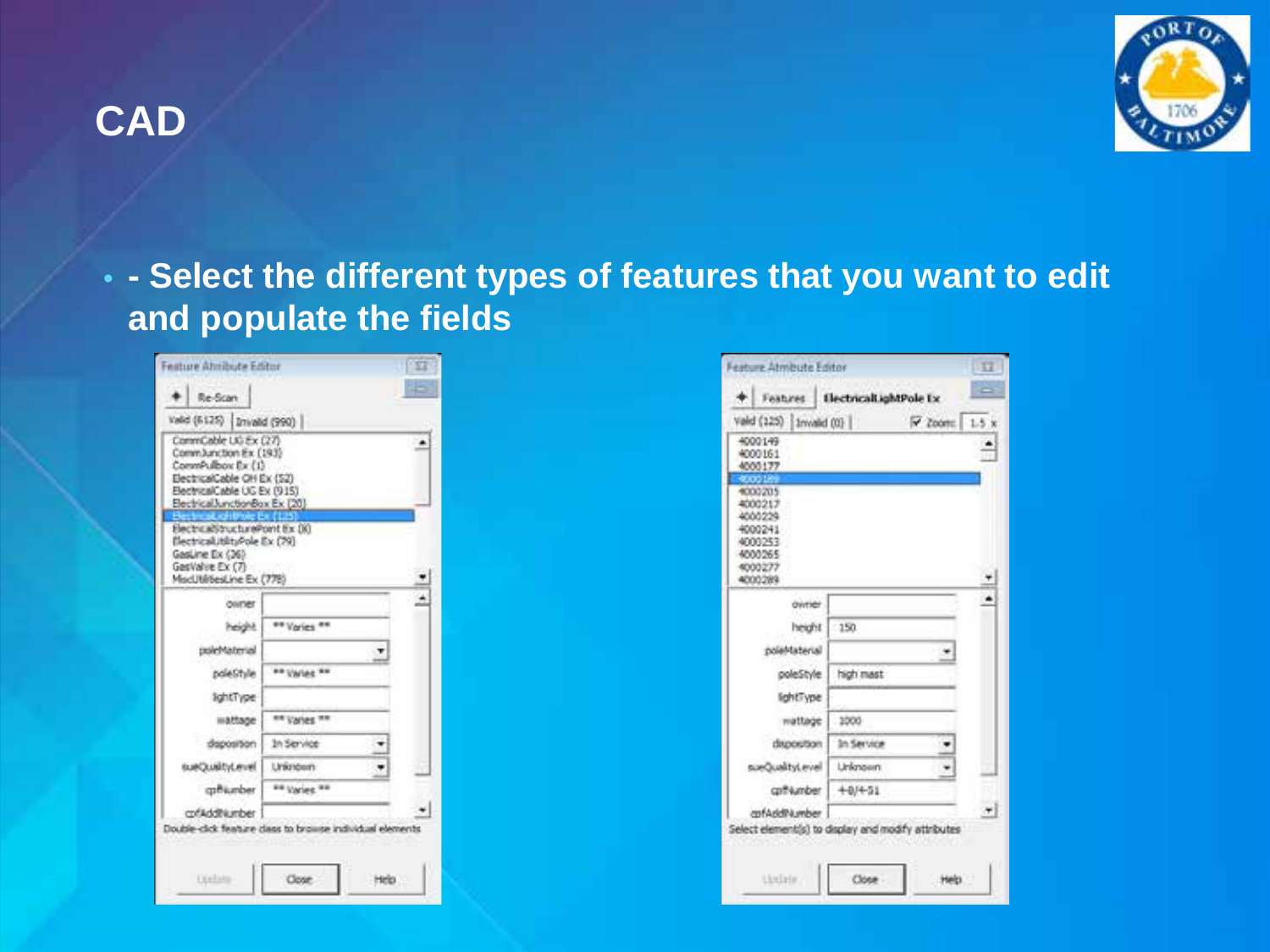# CAD

- - Select the different types of features that you want to edit and populate the fields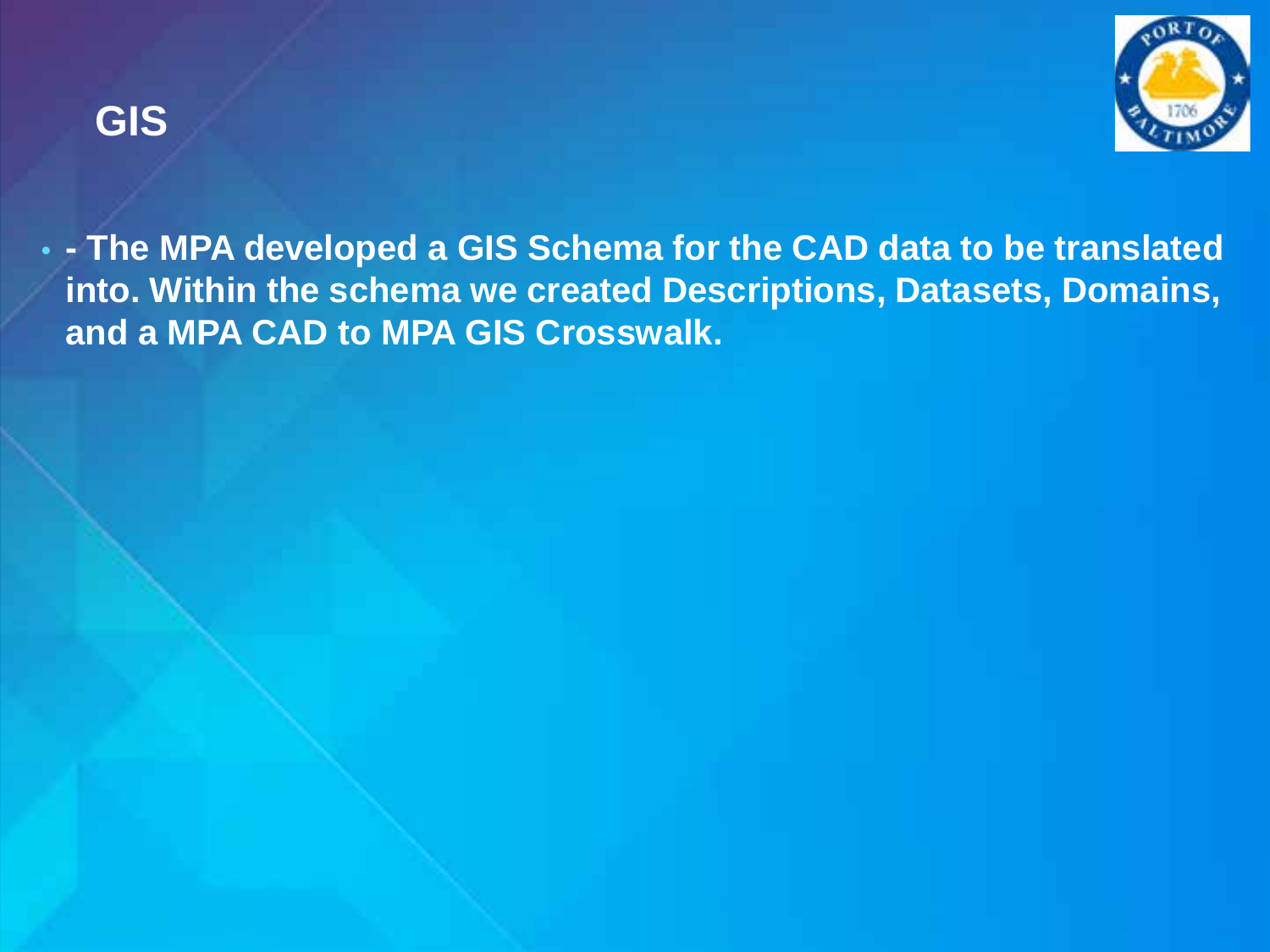# GIS

- **- The MPA developed a GIS Schema for the CAD data to be translated into. Within the schema we created Descriptions, Datasets, Domains, and a MPA CAD to MPA GIS Crosswalk.**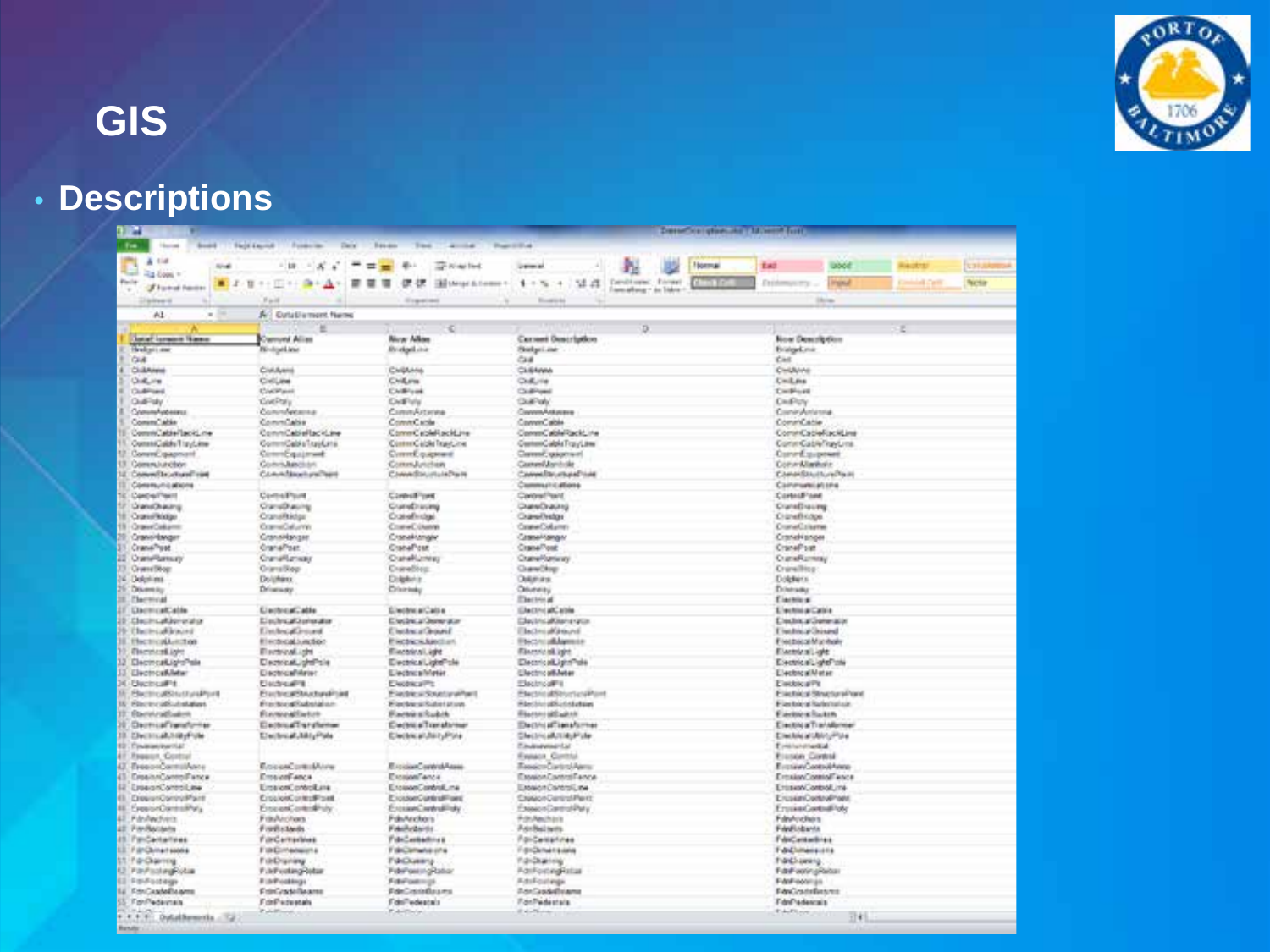# GIS

- **Descriptions**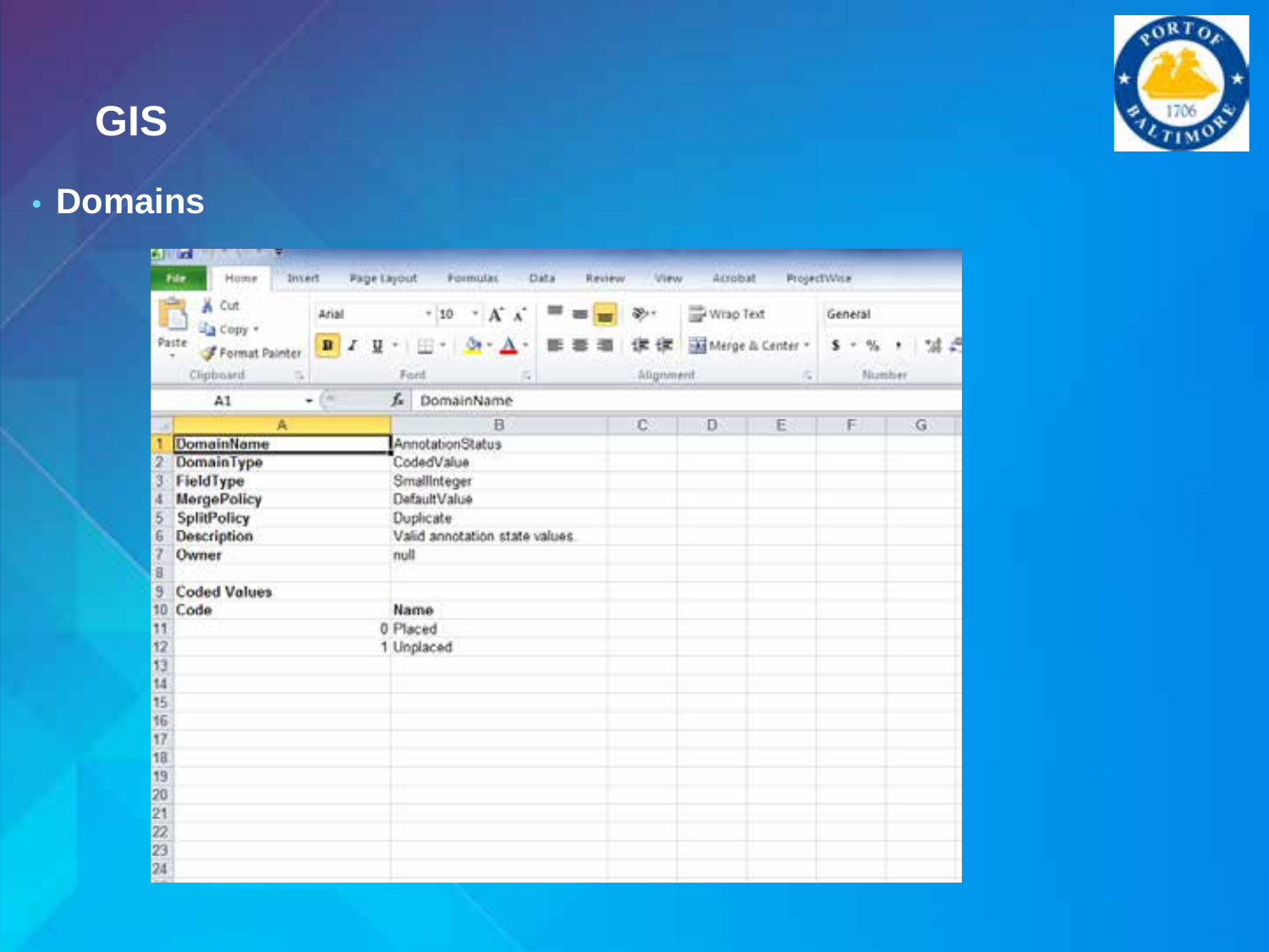# GIS

- **Domains**

| A | B |
|---|---|
| DomainName | AnnotationStatus |
| DomainType | CodedValue |
| FieldType | SmallInteger |
| MergePolicy | DefaultValue |
| SplitPolicy | Duplicate |
| Description | Valid annotation state values |
| Owner | null |
| | |
| Coded Values | |
| Code | Name |
| 0 | Placed |
| 1 | Unplaced |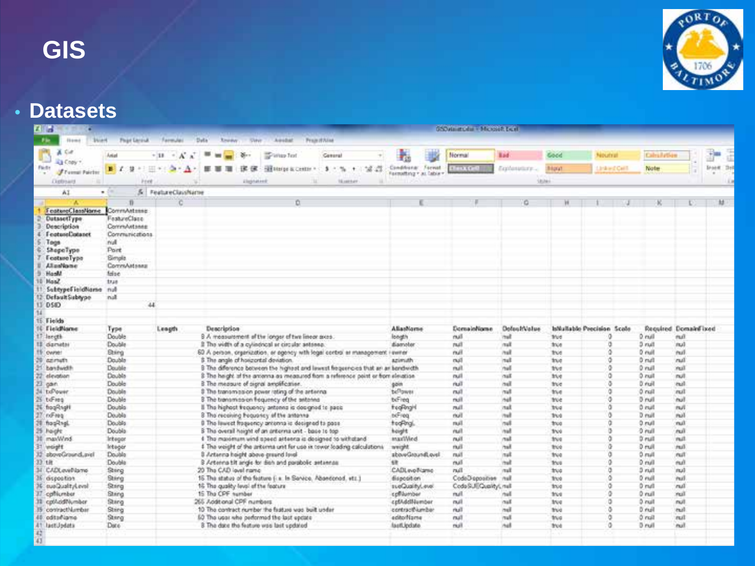# GIS

- **Datasets**

| | A | B | C | D | E | F | G | H | I | J | K | L |
|---|---|---|---|---|---|---|---|---|---|---|---|---|
| 1 | FeatureClassName | CommAntenna | | | | | | | | | | |
| 2 | DatasetType | FeatureClass | | | | | | | | | | |
| 3 | Description | CommAntenna | | | | | | | | | | |
| 4 | FeatureDataset | Communications | | | | | | | | | | |
| 5 | Tags | null | | | | | | | | | | |
| 6 | ShapeType | Point | | | | | | | | | | |
| 7 | FeatureType | Simple | | | | | | | | | | |
| 8 | AliasName | CommAntenna | | | | | | | | | | |
| 9 | HasM | false | | | | | | | | | | |
| 10 | HasZ | true | | | | | | | | | | |
| 11 | SubtypeFieldName | null | | | | | | | | | | |
| 12 | DefaultSubtype | null | | | | | | | | | | |
| 13 | DSID | 44 | | | | | | | | | | |
| 14 | | | | | | | | | | | | |
| 15 | Fields | | | | | | | | | | | |
| 16 | FieldName | Type | Length | Description | AliasName | DomainName | DefaultValue | IsNullable | Precision | Scale | Required | DomainFixed |
| 17 | length | Double | 8 | A measurement of the longer of two linear axes. | length | null | null | true | 0 | 0 | null | null |
| 18 | diameter | Double | 8 | The width of a cylindrical or circular antenna. | diameter | null | null | true | 0 | 0 | null | null |
| 19 | owner | String | 60 | A person, organization, or agency with legal control or management | owner | null | null | true | 0 | 0 | null | null |
| 20 | azimuth | Double | 8 | The angle of horizontal deviation. | azimuth | null | null | true | 0 | 0 | null | null |
| 21 | bandwidth | Double | 8 | The difference between the highest and lowest frequencies that an an | bandwidth | null | null | true | 0 | 0 | null | null |
| 22 | elevation | Double | 8 | The height of the antenna as measured from a reference point or from | elevation | null | null | true | 0 | 0 | null | null |
| 23 | gain | Double | 8 | The measure of signal amplification. | gain | null | null | true | 0 | 0 | null | null |
| 24 | txPower | Double | 8 | The transmission power rating of the antenna | txPower | null | null | true | 0 | 0 | null | null |
| 25 | txFreq | Double | 8 | The transmission frequency of the antenna | txFreq | null | null | true | 0 | 0 | null | null |
| 26 | freqRngH | Double | 8 | The highest frequency antenna is designed to pass | freqRngH | null | null | true | 0 | 0 | null | null |
| 27 | rxFreq | Double | 8 | The receiving frequency of the antenna | rxFreq | null | null | true | 0 | 0 | null | null |
| 28 | freqRngL | Double | 8 | The lowest frequency antenna is designed to pass | freqRngL | null | null | true | 0 | 0 | null | null |
| 29 | height | Double | 8 | The overall height of an antenna unit - base to top | height | null | null | true | 0 | 0 | null | null |
| 30 | maxWind | Integer | 4 | The maximum wind speed antenna is designed to withstand | maxWind | null | null | true | 0 | 0 | null | null |
| 31 | weight | Integer | 4 | The weight of the antenna unit for use in tower loading calculations | weight | null | null | true | 0 | 0 | null | null |
| 32 | aboveGroundLevel | Double | 8 | Antenna height above ground level | aboveGroundLevel | null | null | true | 0 | 0 | null | null |
| 33 | tilt | Double | 8 | Antenna tilt angle for dish and parabolic antennas | tilt | null | null | true | 0 | 0 | null | null |
| 34 | CADLevelName | String | 20 | The CAD level name | CADLevelName | null | null | true | 0 | 0 | null | null |
| 35 | disposition | String | 16 | The status of the feature (i.e. In Service, Abandoned, etc.) | disposition | CodeDisposition | null | true | 0 | 0 | null | null |
| 36 | sueQualityLevel | String | 16 | The quality level of the feature | sueQualityLevel | CodeSUEQuality\| | null | true | 0 | 0 | null | null |
| 37 | cpfNumber | String | 15 | The CPF number | cpfNumber | null | null | true | 0 | 0 | null | null |
| 38 | cpfAddlNumber | String | 255 | Additional CPF numbers | cpfAddlNumber | null | null | true | 0 | 0 | null | null |
| 39 | contractNumber | String | 10 | The contract number the feature was built under | contractNumber | null | null | true | 0 | 0 | null | null |
| 40 | editorName | String | 50 | The user who performed the last update | editorName | null | null | true | 0 | 0 | null | null |
| 41 | lastUpdate | Date | 8 | The date the feature was last updated | lastUpdate | null | null | true | 0 | 0 | null | null |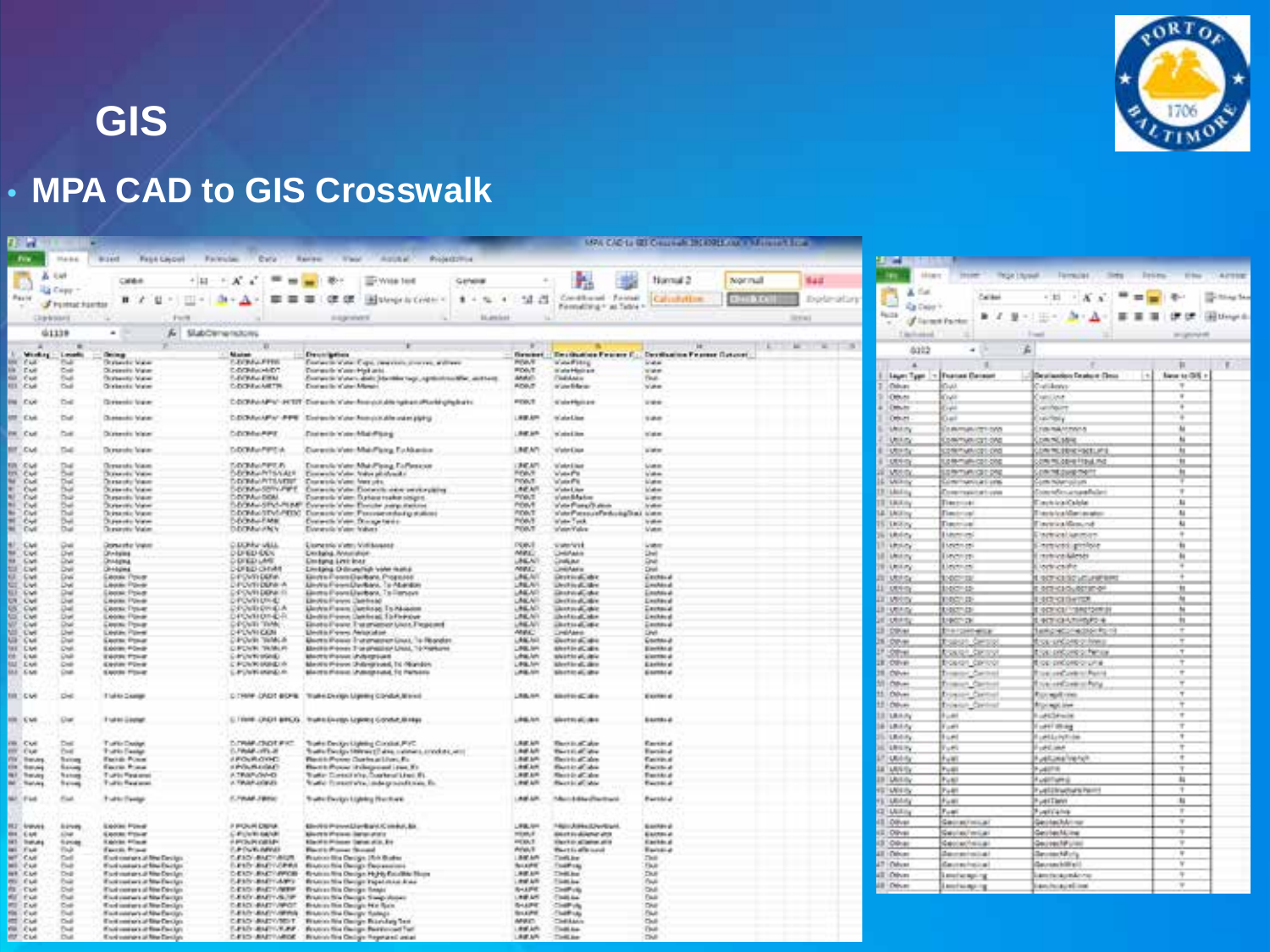# GIS

- **MPA CAD to GIS Crosswalk**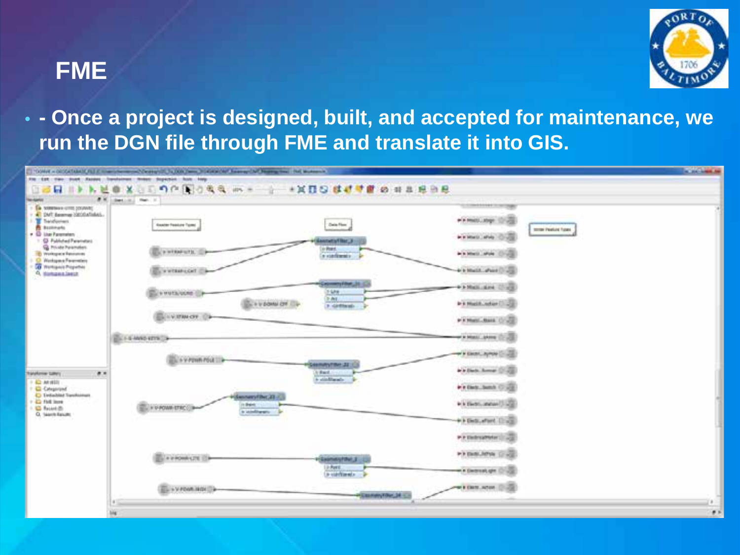# FME

- \- Once a project is designed, built, and accepted for maintenance, we run the DGN file through FME and translate it into GIS.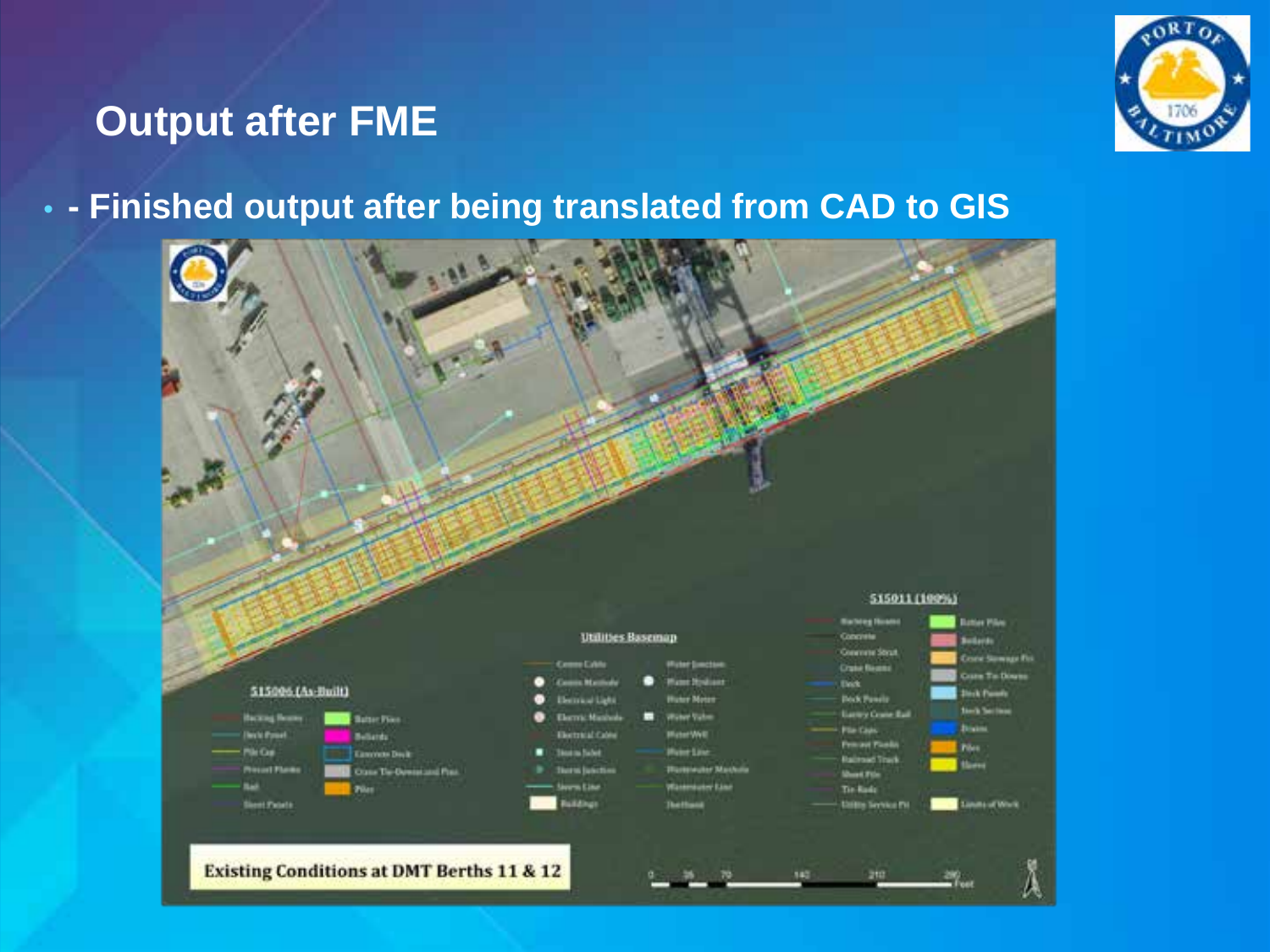## Output after FME

- - Finished output after being translated from CAD to GIS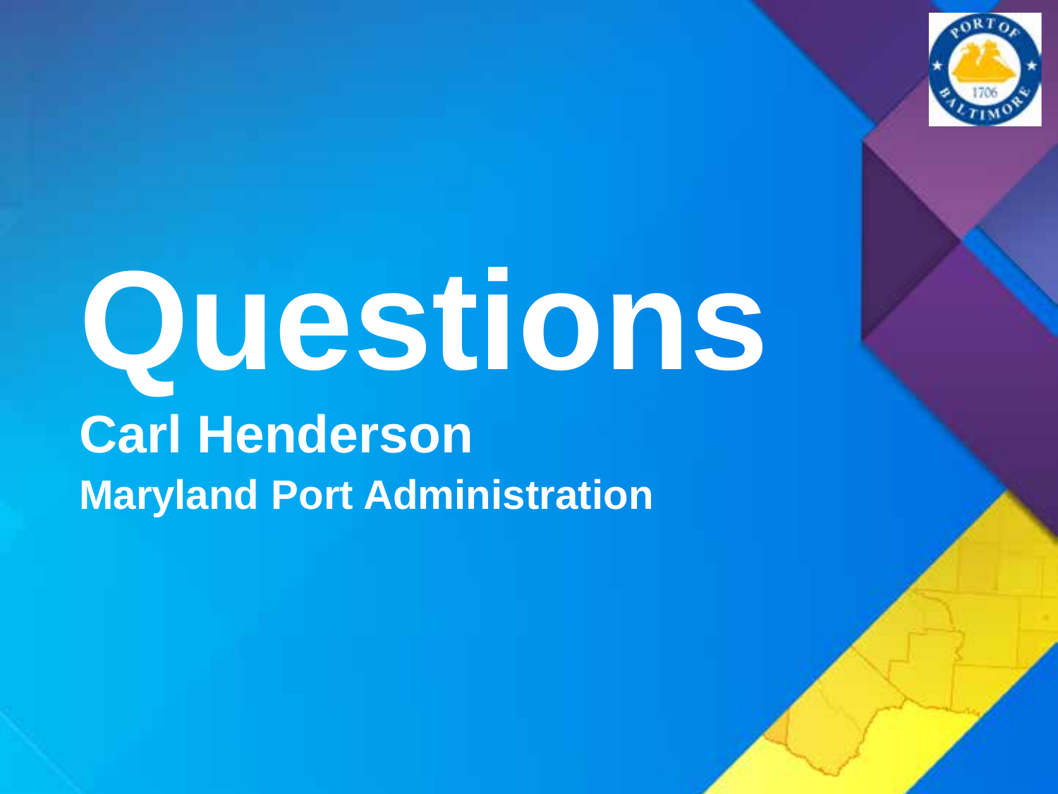# Questions

**Carl Henderson**

**Maryland Port Administration**